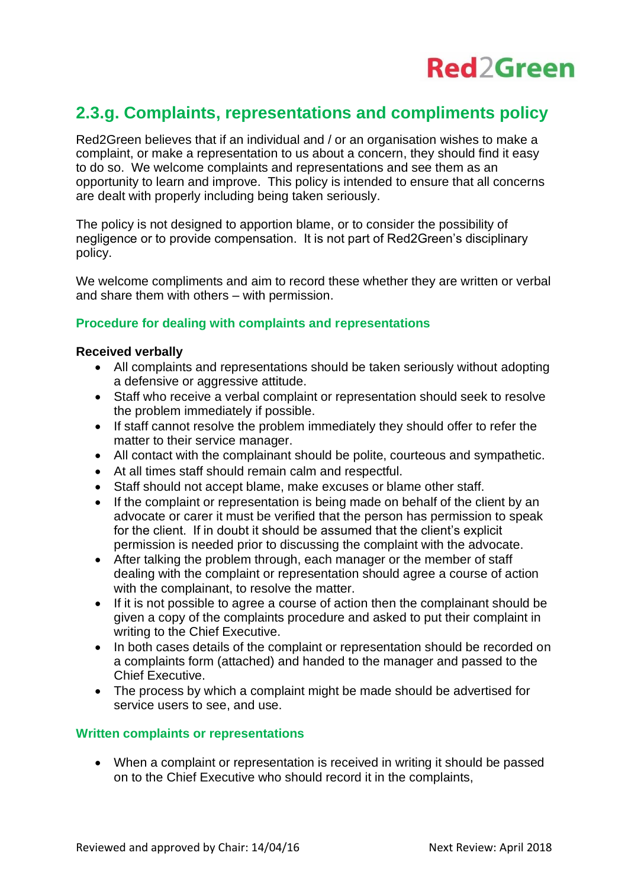# 2.3.g. Complaints, representations and compliments policy

Red2Green believes that if an individual and / or an organisation wishes to make a complaint, or make a representation to us about a concern, they should find it easy to do so. We welcome complaints and representations and see them as an opportunity to learn and improve. This policy is intended to ensure that all concerns are dealt with properly including being taken seriously.

The policy is not designed to apportion blame, or to consider the possibility of negligence or to provide compensation. It is not part of Red2Green's disciplinary policy.

We welcome compliments and aim to record these whether they are written or verbal and share them with others – with permission.

## Procedure for dealing with complaints and representations

### Received verbally

- All complaints and representations should be taken seriously without adopting a defensive or aggressive attitude.
- Staff who receive a verbal complaint or representation should seek to resolve the problem immediately if possible.
- If staff cannot resolve the problem immediately they should offer to refer the matter to their service manager.
- All contact with the complainant should be polite, courteous and sympathetic.
- At all times staff should remain calm and respectful.
- Staff should not accept blame, make excuses or blame other staff.
- If the complaint or representation is being made on behalf of the client by an advocate or carer it must be verified that the person has permission to speak for the client. If in doubt it should be assumed that the client's explicit permission is needed prior to discussing the complaint with the advocate.
- After talking the problem through, each manager or the member of staff dealing with the complaint or representation should agree a course of action with the complainant, to resolve the matter.
- If it is not possible to agree a course of action then the complainant should be given a copy of the complaints procedure and asked to put their complaint in writing to the Chief Executive.
- In both cases details of the complaint or representation should be recorded on a complaints form (attached) and handed to the manager and passed to the Chief Executive.
- The process by which a complaint might be made should be advertised for service users to see, and use.

## Written complaints or representations

- When a complaint or representation is received in writing it should be passed on to the Chief Executive who should record it in the complaints,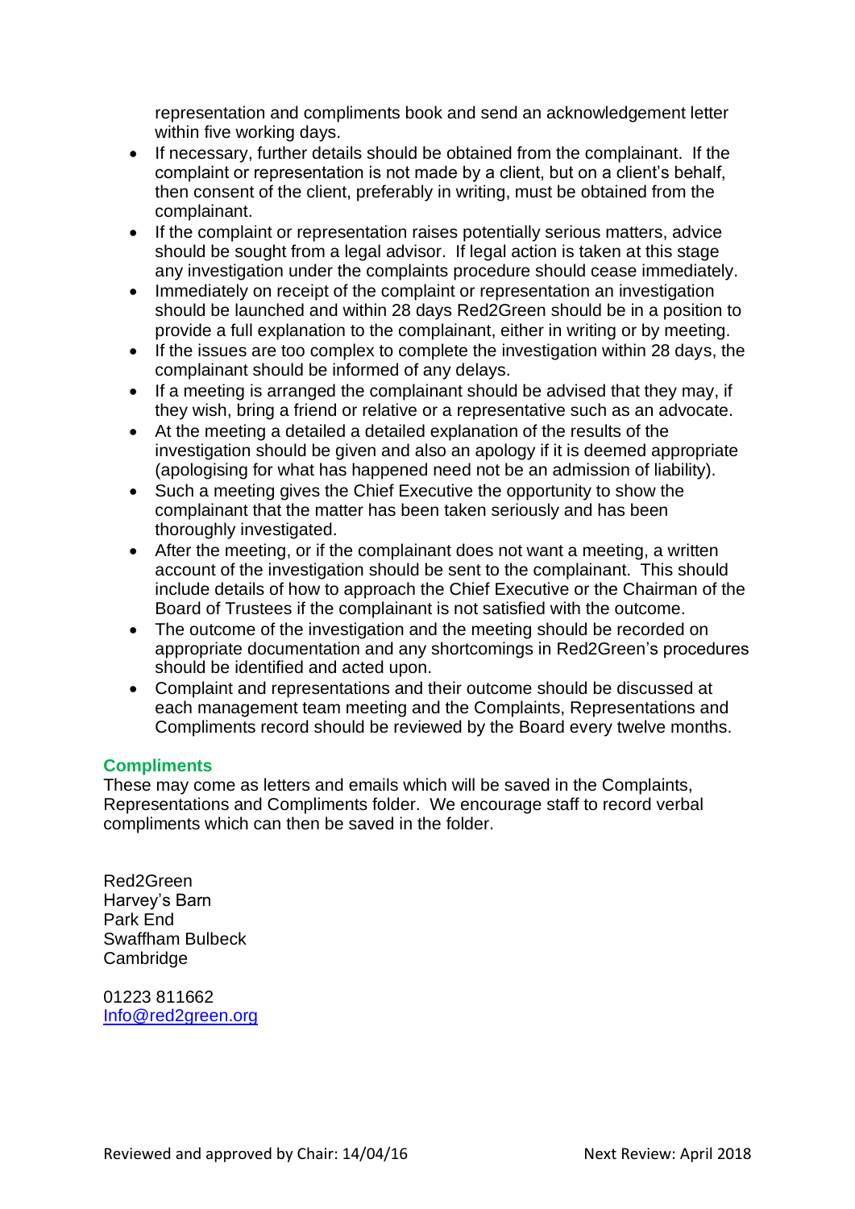representation and compliments book and send an acknowledgement letter within five working days.

- If necessary, further details should be obtained from the complainant. If the complaint or representation is not made by a client, but on a client's behalf, then consent of the client, preferably in writing, must be obtained from the complainant.
- If the complaint or representation raises potentially serious matters, advice should be sought from a legal advisor. If legal action is taken at this stage any investigation under the complaints procedure should cease immediately.
- Immediately on receipt of the complaint or representation an investigation should be launched and within 28 days Red2Green should be in a position to provide a full explanation to the complainant, either in writing or by meeting.
- If the issues are too complex to complete the investigation within 28 days, the complainant should be informed of any delays.
- If a meeting is arranged the complainant should be advised that they may, if they wish, bring a friend or relative or a representative such as an advocate.
- At the meeting a detailed a detailed explanation of the results of the investigation should be given and also an apology if it is deemed appropriate (apologising for what has happened need not be an admission of liability).
- Such a meeting gives the Chief Executive the opportunity to show the complainant that the matter has been taken seriously and has been thoroughly investigated.
- After the meeting, or if the complainant does not want a meeting, a written account of the investigation should be sent to the complainant. This should include details of how to approach the Chief Executive or the Chairman of the Board of Trustees if the complainant is not satisfied with the outcome.
- The outcome of the investigation and the meeting should be recorded on appropriate documentation and any shortcomings in Red2Green's procedures should be identified and acted upon.
- Complaint and representations and their outcome should be discussed at each management team meeting and the Complaints, Representations and Compliments record should be reviewed by the Board every twelve months.

## Compliments

These may come as letters and emails which will be saved in the Complaints, Representations and Compliments folder. We encourage staff to record verbal compliments which can then be saved in the folder.

Red2Green
Harvey's Barn
Park End
Swaffham Bulbeck
Cambridge

01223 811662
Info@red2green.org

Reviewed and approved by Chair: 14/04/16 Next Review: April 2018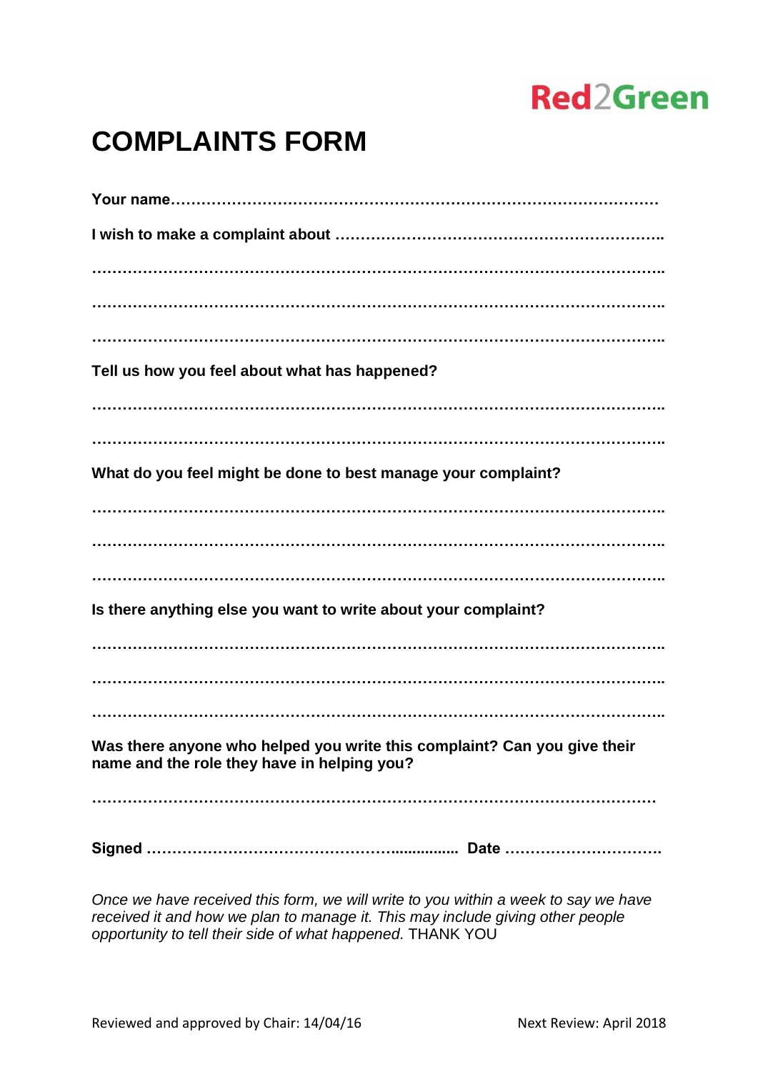Red2Green

# COMPLAINTS FORM

**Your name………………………………………………………………………………………**

**I wish to make a complaint about ………………………………………………………..**

**………………………………………………………………………………………………..**

**………………………………………………………………………………………………..**

**………………………………………………………………………………………………..**

**Tell us how you feel about what has happened?**

**………………………………………………………………………………………………..**

**………………………………………………………………………………………………..**

**What do you feel might be done to best manage your complaint?**

**………………………………………………………………………………………………..**

**………………………………………………………………………………………………..**

**………………………………………………………………………………………………..**

**Is there anything else you want to write about your complaint?**

**………………………………………………………………………………………………..**

**………………………………………………………………………………………………..**

**………………………………………………………………………………………………..**

**Was there anyone who helped you write this complaint? Can you give their name and the role they have in helping you?**

**……………………………………………………………………………………………….**

**Signed ……………………………………………................ Date ………………………….**

*Once we have received this form, we will write to you within a week to say we have received it and how we plan to manage it. This may include giving other people opportunity to tell their side of what happened.* THANK YOU

Reviewed and approved by Chair: 14/04/16 Next Review: April 2018